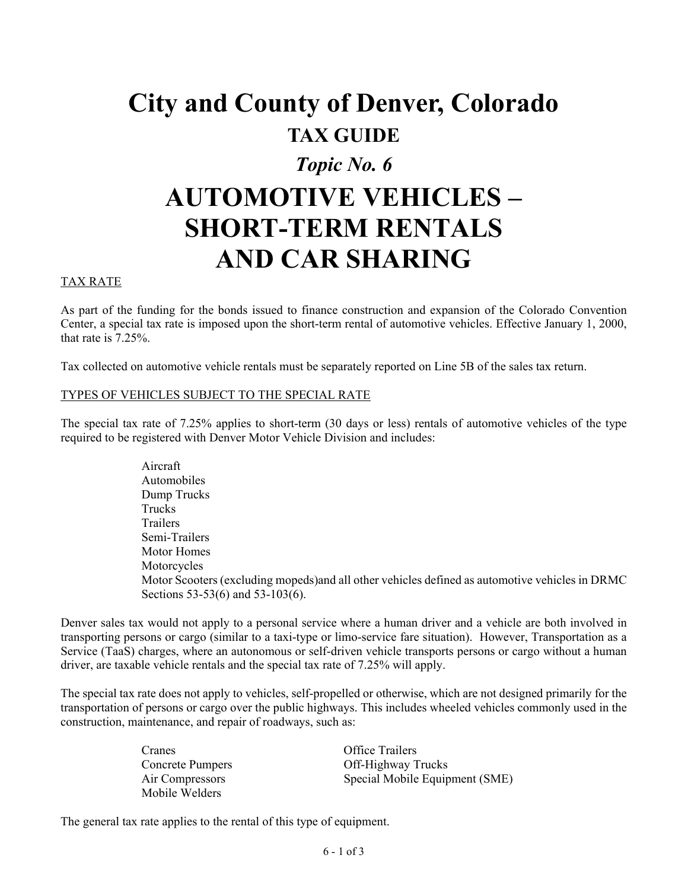# City and County of Denver, Colorado

## TAX GUIDE

## *Topic No. 6*

# AUTOMOTIVE VEHICLES – SHORT-TERM RENTALS AND CAR SHARING

TAX RATE

As part of the funding for the bonds issued to finance construction and expansion of the Colorado Convention Center, a special tax rate is imposed upon the short-term rental of automotive vehicles. Effective January 1, 2000, that rate is 7.25%.

Tax collected on automotive vehicle rentals must be separately reported on Line 5B of the sales tax return.

TYPES OF VEHICLES SUBJECT TO THE SPECIAL RATE

The special tax rate of 7.25% applies to short-term (30 days or less) rentals of automotive vehicles of the type required to be registered with Denver Motor Vehicle Division and includes:

- Aircraft
- Automobiles
- Dump Trucks
- Trucks
- Trailers
- Semi-Trailers
- Motor Homes
- Motorcycles
- Motor Scooters (excluding mopeds)and all other vehicles defined as automotive vehicles in DRMC Sections 53-53(6) and 53-103(6).

Denver sales tax would not apply to a personal service where a human driver and a vehicle are both involved in transporting persons or cargo (similar to a taxi-type or limo-service fare situation). However, Transportation as a Service (TaaS) charges, where an autonomous or self-driven vehicle transports persons or cargo without a human driver, are taxable vehicle rentals and the special tax rate of 7.25% will apply.

The special tax rate does not apply to vehicles, self-propelled or otherwise, which are not designed primarily for the transportation of persons or cargo over the public highways. This includes wheeled vehicles commonly used in the construction, maintenance, and repair of roadways, such as:

- Cranes
- Concrete Pumpers
- Air Compressors
- Mobile Welders
- Office Trailers
- Off-Highway Trucks
- Special Mobile Equipment (SME)

The general tax rate applies to the rental of this type of equipment.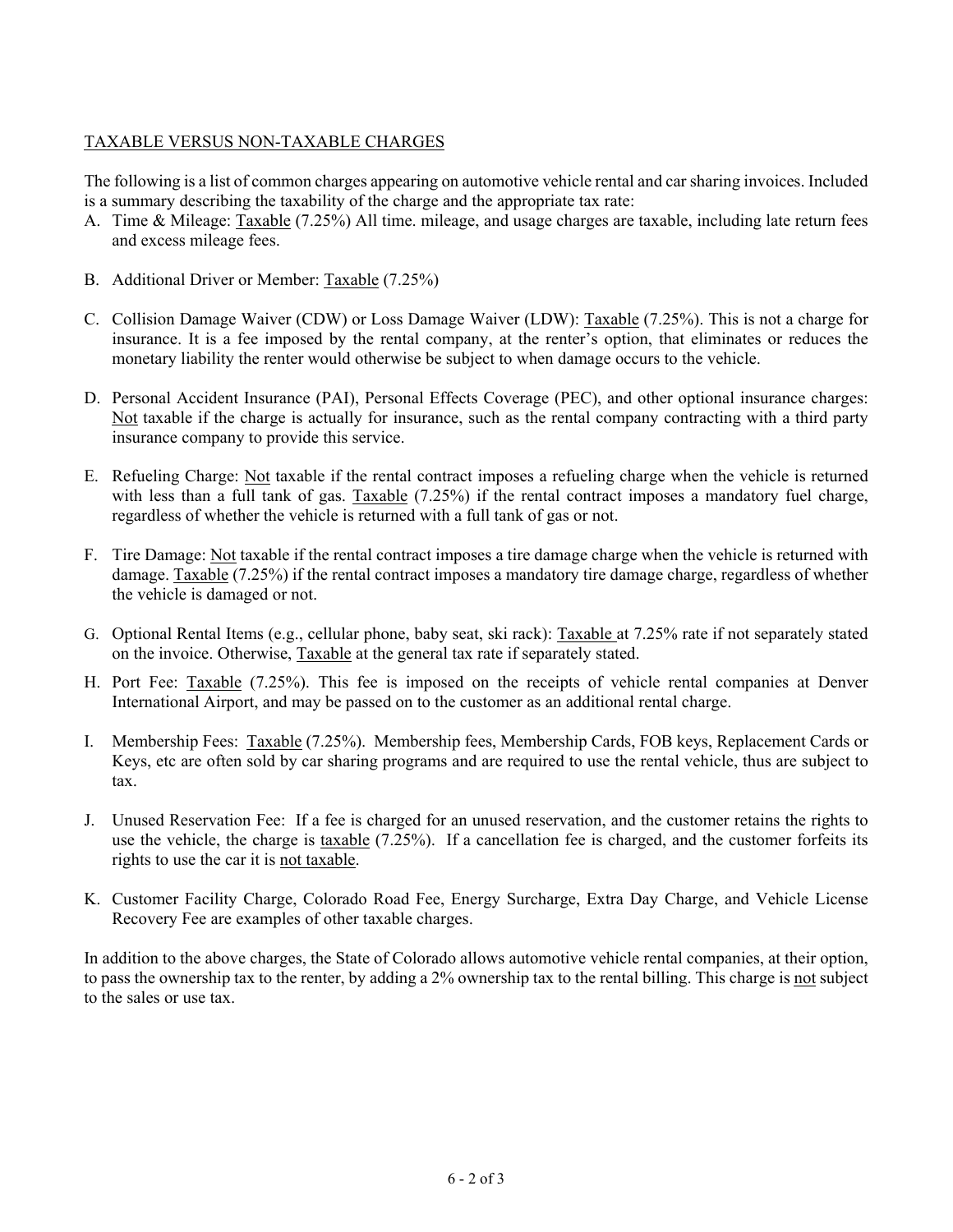TAXABLE VERSUS NON-TAXABLE CHARGES

The following is a list of common charges appearing on automotive vehicle rental and car sharing invoices. Included is a summary describing the taxability of the charge and the appropriate tax rate:

A. Time & Mileage: Taxable (7.25%) All time. mileage, and usage charges are taxable, including late return fees and excess mileage fees.

B. Additional Driver or Member: Taxable (7.25%)

C. Collision Damage Waiver (CDW) or Loss Damage Waiver (LDW): Taxable (7.25%). This is not a charge for insurance. It is a fee imposed by the rental company, at the renter's option, that eliminates or reduces the monetary liability the renter would otherwise be subject to when damage occurs to the vehicle.

D. Personal Accident Insurance (PAI), Personal Effects Coverage (PEC), and other optional insurance charges: Not taxable if the charge is actually for insurance, such as the rental company contracting with a third party insurance company to provide this service.

E. Refueling Charge: Not taxable if the rental contract imposes a refueling charge when the vehicle is returned with less than a full tank of gas. Taxable (7.25%) if the rental contract imposes a mandatory fuel charge, regardless of whether the vehicle is returned with a full tank of gas or not.

F. Tire Damage: Not taxable if the rental contract imposes a tire damage charge when the vehicle is returned with damage. Taxable (7.25%) if the rental contract imposes a mandatory tire damage charge, regardless of whether the vehicle is damaged or not.

G. Optional Rental Items (e.g., cellular phone, baby seat, ski rack): Taxable at 7.25% rate if not separately stated on the invoice. Otherwise, Taxable at the general tax rate if separately stated.

H. Port Fee: Taxable (7.25%). This fee is imposed on the receipts of vehicle rental companies at Denver International Airport, and may be passed on to the customer as an additional rental charge.

I. Membership Fees: Taxable (7.25%). Membership fees, Membership Cards, FOB keys, Replacement Cards or Keys, etc are often sold by car sharing programs and are required to use the rental vehicle, thus are subject to tax.

J. Unused Reservation Fee: If a fee is charged for an unused reservation, and the customer retains the rights to use the vehicle, the charge is taxable (7.25%). If a cancellation fee is charged, and the customer forfeits its rights to use the car it is not taxable.

K. Customer Facility Charge, Colorado Road Fee, Energy Surcharge, Extra Day Charge, and Vehicle License Recovery Fee are examples of other taxable charges.

In addition to the above charges, the State of Colorado allows automotive vehicle rental companies, at their option, to pass the ownership tax to the renter, by adding a 2% ownership tax to the rental billing. This charge is not subject to the sales or use tax.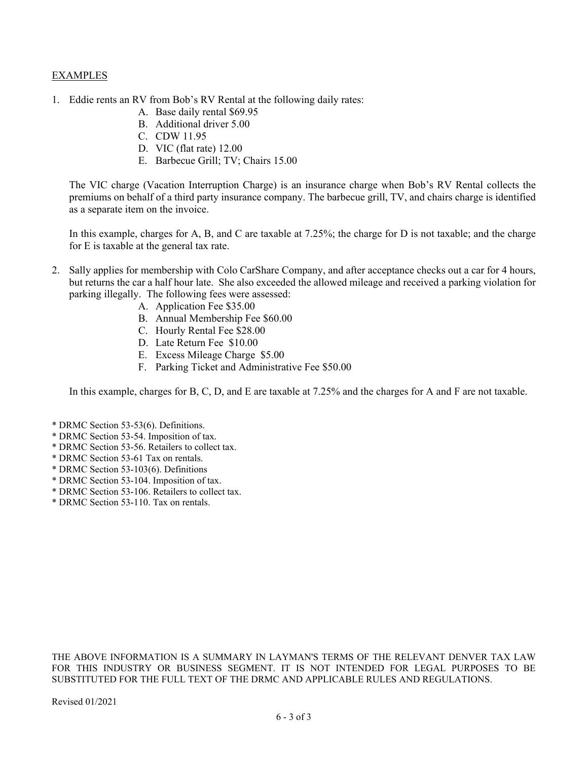## EXAMPLES

1. Eddie rents an RV from Bob's RV Rental at the following daily rates:
   - A. Base daily rental $69.95
   - B. Additional driver 5.00
   - C. CDW 11.95
   - D. VIC (flat rate) 12.00
   - E. Barbecue Grill; TV; Chairs 15.00

   The VIC charge (Vacation Interruption Charge) is an insurance charge when Bob's RV Rental collects the premiums on behalf of a third party insurance company. The barbecue grill, TV, and chairs charge is identified as a separate item on the invoice.

   In this example, charges for A, B, and C are taxable at 7.25%; the charge for D is not taxable; and the charge for E is taxable at the general tax rate.

2. Sally applies for membership with Colo CarShare Company, and after acceptance checks out a car for 4 hours, but returns the car a half hour late. She also exceeded the allowed mileage and received a parking violation for parking illegally. The following fees were assessed:
   - A. Application Fee $35.00
   - B. Annual Membership Fee $60.00
   - C. Hourly Rental Fee $28.00
   - D. Late Return Fee $10.00
   - E. Excess Mileage Charge $5.00
   - F. Parking Ticket and Administrative Fee $50.00

   In this example, charges for B, C, D, and E are taxable at 7.25% and the charges for A and F are not taxable.

* DRMC Section 53-53(6). Definitions.
* DRMC Section 53-54. Imposition of tax.
* DRMC Section 53-56. Retailers to collect tax.
* DRMC Section 53-61 Tax on rentals.
* DRMC Section 53-103(6). Definitions
* DRMC Section 53-104. Imposition of tax.
* DRMC Section 53-106. Retailers to collect tax.
* DRMC Section 53-110. Tax on rentals.

THE ABOVE INFORMATION IS A SUMMARY IN LAYMAN'S TERMS OF THE RELEVANT DENVER TAX LAW FOR THIS INDUSTRY OR BUSINESS SEGMENT. IT IS NOT INTENDED FOR LEGAL PURPOSES TO BE SUBSTITUTED FOR THE FULL TEXT OF THE DRMC AND APPLICABLE RULES AND REGULATIONS.

Revised 01/2021